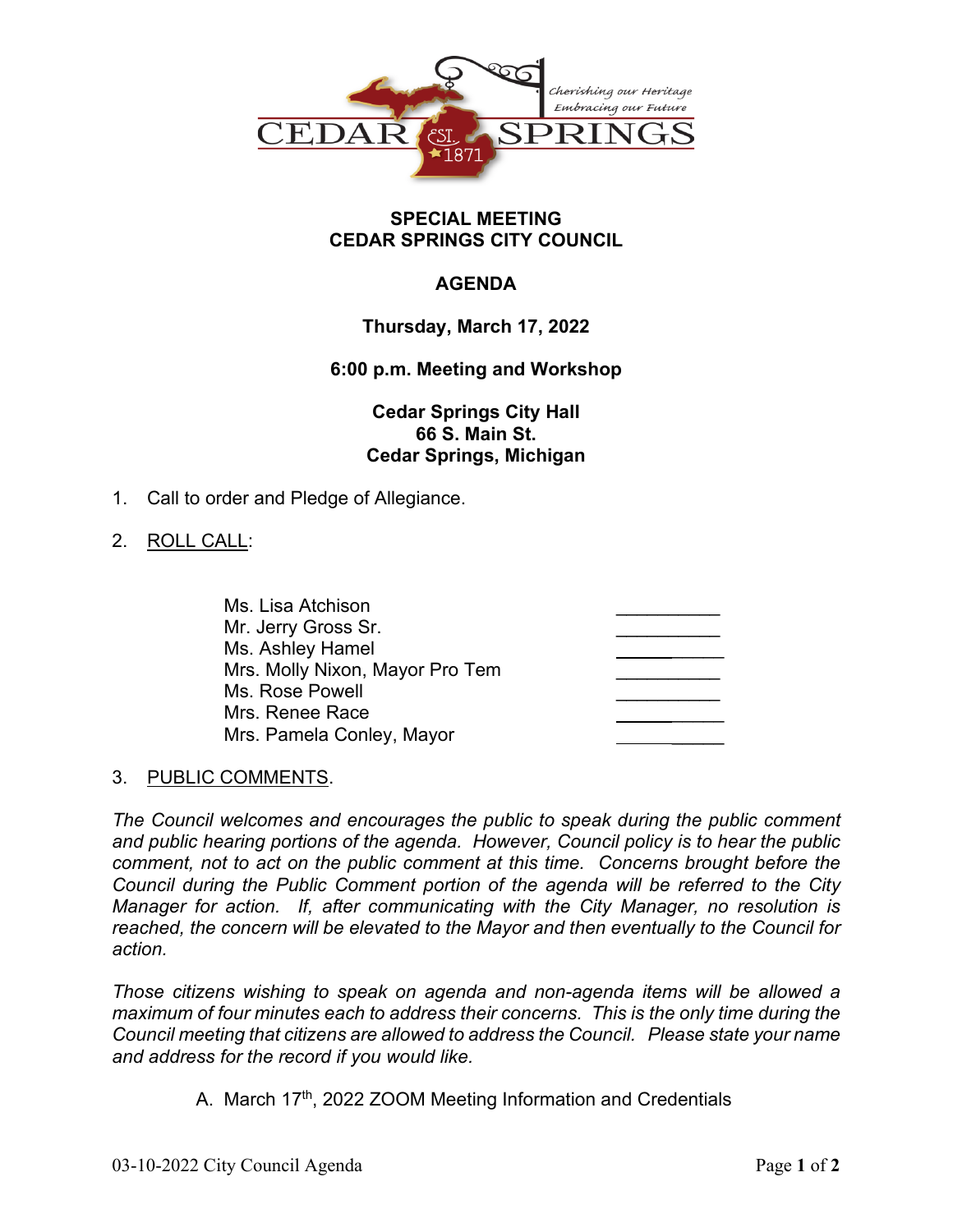CEDAR SPRINGS

Cherishing our Heritage
Embracing our Future

EST. 1871

**SPECIAL MEETING**
**CEDAR SPRINGS CITY COUNCIL**

**AGENDA**

**Thursday, March 17, 2022**

**6:00 p.m. Meeting and Workshop**

**Cedar Springs City Hall**
**66 S. Main St.**
**Cedar Springs, Michigan**

1. Call to order and Pledge of Allegiance.

2. ROLL CALL:

| | |
|---|---|
| Ms. Lisa Atchison | __________ |
| Mr. Jerry Gross Sr. | __________ |
| Ms. Ashley Hamel | __________ |
| Mrs. Molly Nixon, Mayor Pro Tem | __________ |
| Ms. Rose Powell | __________ |
| Mrs. Renee Race | __________ |
| Mrs. Pamela Conley, Mayor | __________ |

3. PUBLIC COMMENTS.

*The Council welcomes and encourages the public to speak during the public comment and public hearing portions of the agenda. However, Council policy is to hear the public comment, not to act on the public comment at this time. Concerns brought before the Council during the Public Comment portion of the agenda will be referred to the City Manager for action. If, after communicating with the City Manager, no resolution is reached, the concern will be elevated to the Mayor and then eventually to the Council for action.*

*Those citizens wishing to speak on agenda and non-agenda items will be allowed a maximum of four minutes each to address their concerns. This is the only time during the Council meeting that citizens are allowed to address the Council. Please state your name and address for the record if you would like.*

   A. March 17th, 2022 ZOOM Meeting Information and Credentials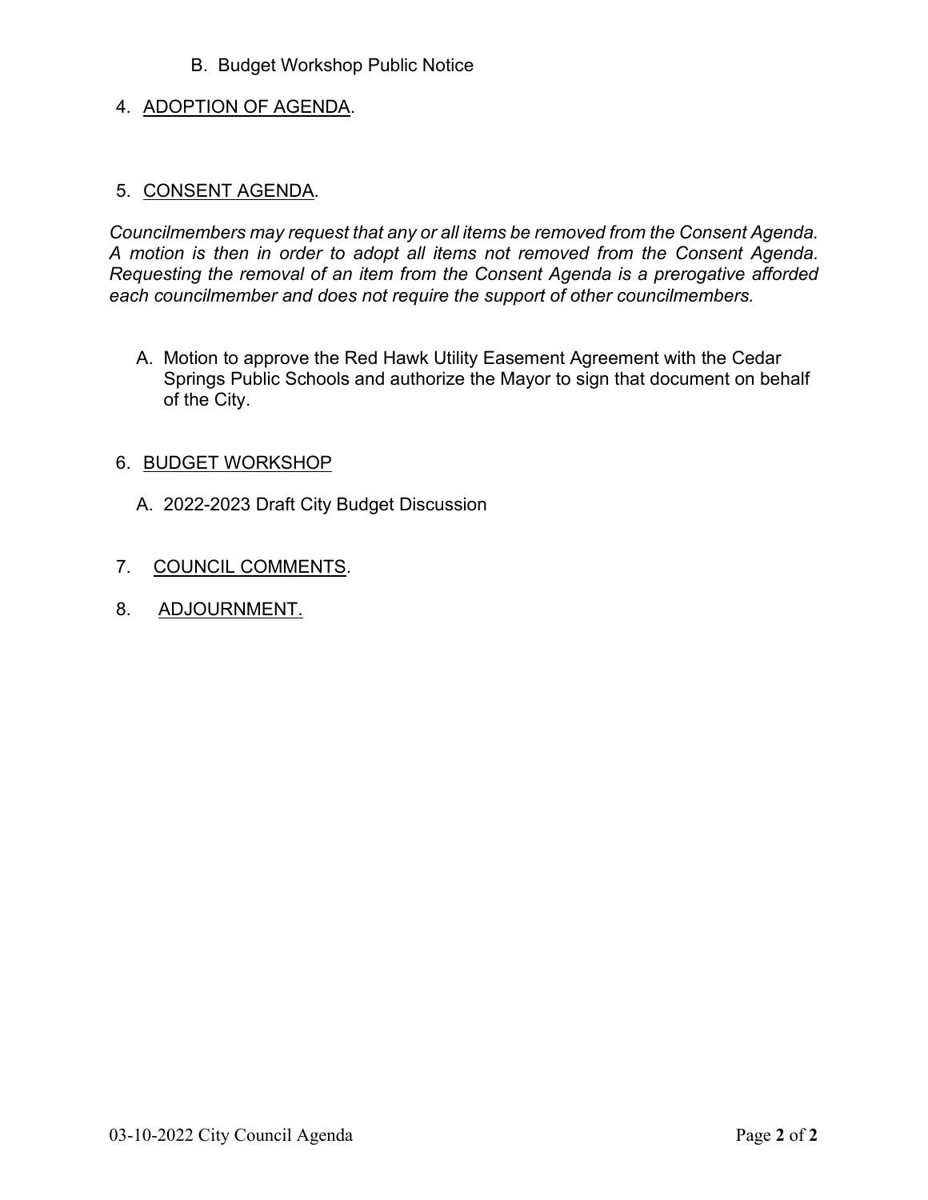B. Budget Workshop Public Notice

4. ADOPTION OF AGENDA.

5. CONSENT AGENDA.

*Councilmembers may request that any or all items be removed from the Consent Agenda. A motion is then in order to adopt all items not removed from the Consent Agenda. Requesting the removal of an item from the Consent Agenda is a prerogative afforded each councilmember and does not require the support of other councilmembers.*

A. Motion to approve the Red Hawk Utility Easement Agreement with the Cedar Springs Public Schools and authorize the Mayor to sign that document on behalf of the City.

6. BUDGET WORKSHOP

A. 2022-2023 Draft City Budget Discussion

7. COUNCIL COMMENTS.

8. ADJOURNMENT.